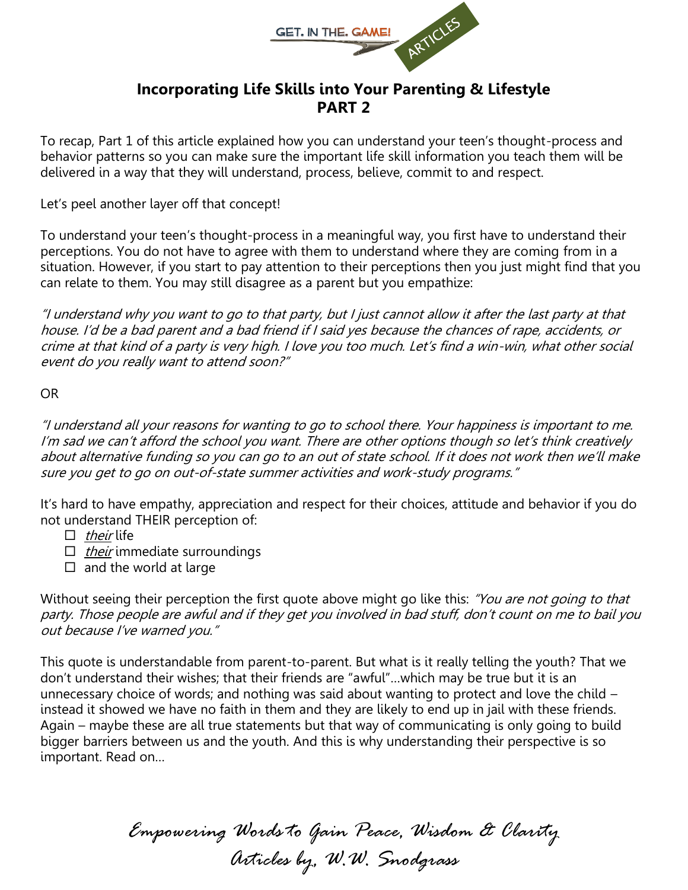# Incorporating Life Skills into Your Parenting & Lifestyle
## PART 2

To recap, Part 1 of this article explained how you can understand your teen's thought-process and behavior patterns so you can make sure the important life skill information you teach them will be delivered in a way that they will understand, process, believe, commit to and respect.

Let's peel another layer off that concept!

To understand your teen's thought-process in a meaningful way, you first have to understand their perceptions. You do not have to agree with them to understand where they are coming from in a situation. However, if you start to pay attention to their perceptions then you just might find that you can relate to them. You may still disagree as a parent but you empathize:

*"I understand why you want to go to that party, but I just cannot allow it after the last party at that house. I'd be a bad parent and a bad friend if I said yes because the chances of rape, accidents, or crime at that kind of a party is very high. I love you too much. Let's find a win-win, what other social event do you really want to attend soon?"*

OR

*"I understand all your reasons for wanting to go to school there. Your happiness is important to me. I'm sad we can't afford the school you want. There are other options though so let's think creatively about alternative funding so you can go to an out of state school. If it does not work then we'll make sure you get to go on out-of-state summer activities and work-study programs."*

It's hard to have empathy, appreciation and respect for their choices, attitude and behavior if you do not understand THEIR perception of:

- ☐ *their* life
- ☐ *their* immediate surroundings
- ☐ and the world at large

Without seeing their perception the first quote above might go like this: *"You are not going to that party. Those people are awful and if they get you involved in bad stuff, don't count on me to bail you out because I've warned you."*

This quote is understandable from parent-to-parent. But what is it really telling the youth? That we don't understand their wishes; that their friends are "awful"…which may be true but it is an unnecessary choice of words; and nothing was said about wanting to protect and love the child – instead it showed we have no faith in them and they are likely to end up in jail with these friends. Again – maybe these are all true statements but that way of communicating is only going to build bigger barriers between us and the youth. And this is why understanding their perspective is so important. Read on…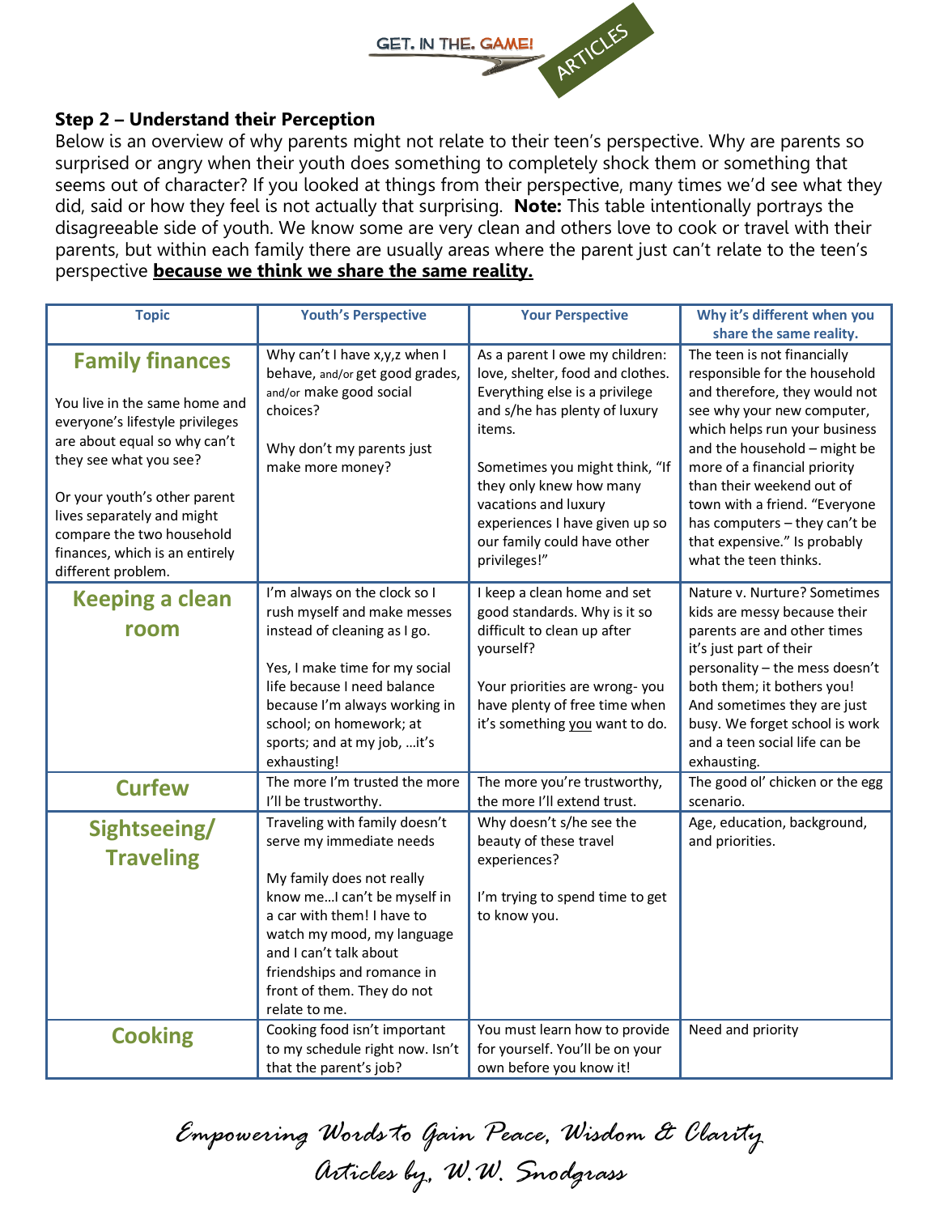## Step 2 – Understand their Perception

Below is an overview of why parents might not relate to their teen's perspective. Why are parents so surprised or angry when their youth does something to completely shock them or something that seems out of character? If you looked at things from their perspective, many times we'd see what they did, said or how they feel is not actually that surprising. **Note:** This table intentionally portrays the disagreeable side of youth. We know some are very clean and others love to cook or travel with their parents, but within each family there are usually areas where the parent just can't relate to the teen's perspective **<u>because we think we share the same reality.</u>**

| Topic | Youth's Perspective | Your Perspective | Why it's different when you share the same reality. |
|---|---|---|---|
| **Family finances**<br><br>You live in the same home and everyone's lifestyle privileges are about equal so why can't they see what you see?<br><br>Or your youth's other parent lives separately and might compare the two household finances, which is an entirely different problem. | Why can't I have x,y,z when I behave, and/or get good grades, and/or make good social choices?<br><br>Why don't my parents just make more money? | As a parent I owe my children: love, shelter, food and clothes. Everything else is a privilege and s/he has plenty of luxury items.<br><br>Sometimes you might think, "If they only knew how many vacations and luxury experiences I have given up so our family could have other privileges!" | The teen is not financially responsible for the household and therefore, they would not see why your new computer, which helps run your business and the household – might be more of a financial priority than their weekend out of town with a friend. "Everyone has computers – they can't be that expensive." Is probably what the teen thinks. |
| **Keeping a clean room** | I'm always on the clock so I rush myself and make messes instead of cleaning as I go.<br><br>Yes, I make time for my social life because I need balance because I'm always working in school; on homework; at sports; and at my job, …it's exhausting! | I keep a clean home and set good standards. Why is it so difficult to clean up after yourself?<br><br>Your priorities are wrong- you have plenty of free time when it's something <u>you</u> want to do. | Nature v. Nurture? Sometimes kids are messy because their parents are and other times it's just part of their personality – the mess doesn't both them; it bothers you! And sometimes they are just busy. We forget school is work and a teen social life can be exhausting. |
| **Curfew** | The more I'm trusted the more I'll be trustworthy. | The more you're trustworthy, the more I'll extend trust. | The good ol' chicken or the egg scenario. |
| **Sightseeing/ Traveling** | Traveling with family doesn't serve my immediate needs<br><br>My family does not really know me…I can't be myself in a car with them! I have to watch my mood, my language and I can't talk about friendships and romance in front of them. They do not relate to me. | Why doesn't s/he see the beauty of these travel experiences?<br><br>I'm trying to spend time to get to know you. | Age, education, background, and priorities. |
| **Cooking** | Cooking food isn't important to my schedule right now. Isn't that the parent's job? | You must learn how to provide for yourself. You'll be on your own before you know it! | Need and priority |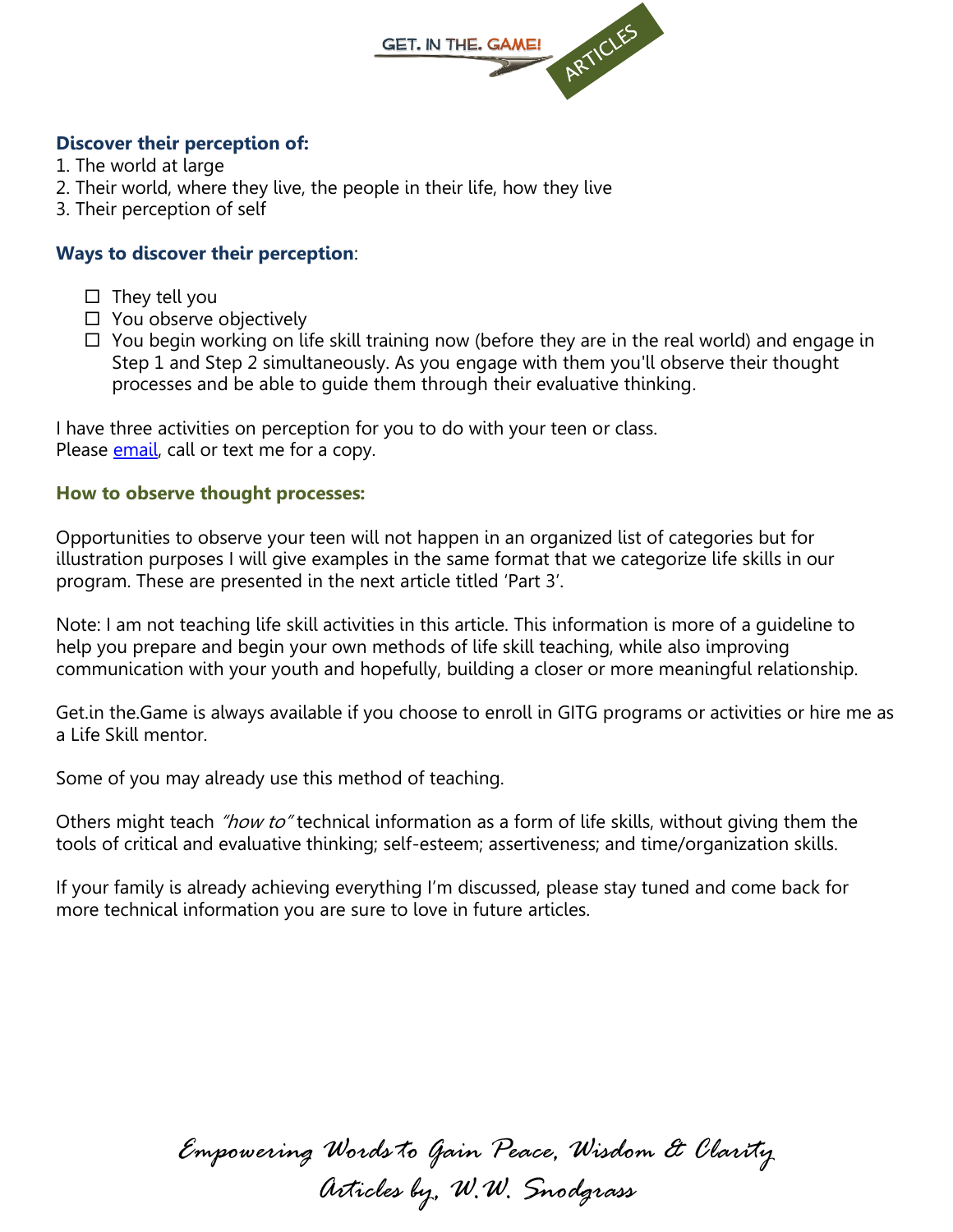**Discover their perception of:**

1. The world at large
2. Their world, where they live, the people in their life, how they live
3. Their perception of self

**Ways to discover their perception**:

- ☐ They tell you
- ☐ You observe objectively
- ☐ You begin working on life skill training now (before they are in the real world) and engage in Step 1 and Step 2 simultaneously. As you engage with them you'll observe their thought processes and be able to guide them through their evaluative thinking.

I have three activities on perception for you to do with your teen or class.
Please email, call or text me for a copy.

**How to observe thought processes:**

Opportunities to observe your teen will not happen in an organized list of categories but for illustration purposes I will give examples in the same format that we categorize life skills in our program. These are presented in the next article titled 'Part 3'.

Note: I am not teaching life skill activities in this article. This information is more of a guideline to help you prepare and begin your own methods of life skill teaching, while also improving communication with your youth and hopefully, building a closer or more meaningful relationship.

Get.in the.Game is always available if you choose to enroll in GITG programs or activities or hire me as a Life Skill mentor.

Some of you may already use this method of teaching.

Others might teach *"how to"* technical information as a form of life skills, without giving them the tools of critical and evaluative thinking; self-esteem; assertiveness; and time/organization skills.

If your family is already achieving everything I'm discussed, please stay tuned and come back for more technical information you are sure to love in future articles.

*Empowering Words to Gain Peace, Wisdom & Clarity*
*Articles by, W.W. Snodgrass*